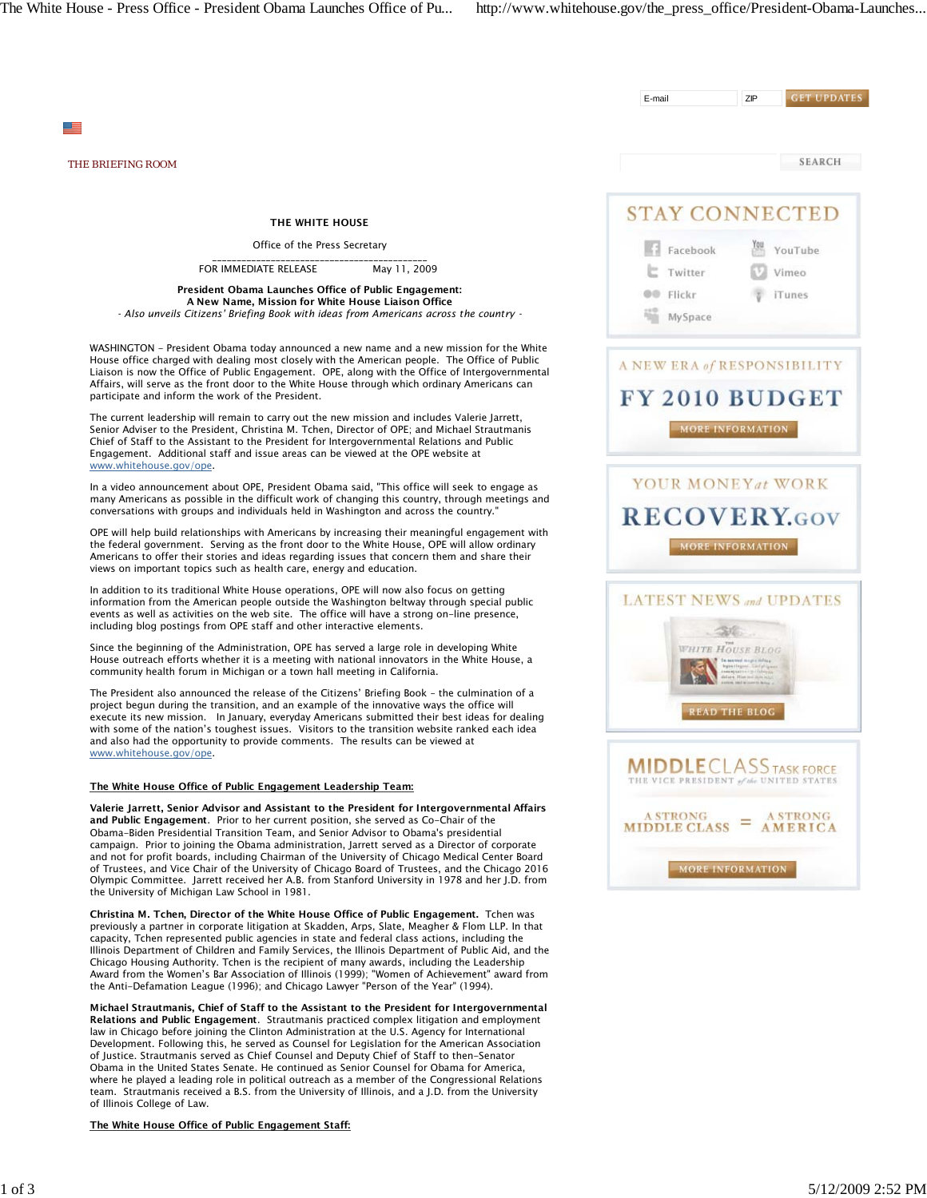THE BRIEFING ROOM

**THE WHITE HOUSE**

Office of the Press Secretary

\_\_\_\_\_\_\_\_\_\_\_\_\_\_\_\_\_\_\_\_\_\_\_\_\_\_\_\_\_\_\_\_\_\_\_\_\_\_\_\_\_\_\_\_\_\_\_

FOR IMMEDIATE RELEASE May 11, 2009

**President Obama Launches Office of Public Engagement:**
**A New Name, Mission for White House Liaison Office**
*- Also unveils Citizens' Briefing Book with ideas from Americans across the country -*

WASHINGTON – President Obama today announced a new name and a new mission for the White House office charged with dealing most closely with the American people. The Office of Public Liaison is now the Office of Public Engagement. OPE, along with the Office of Intergovernmental Affairs, will serve as the front door to the White House through which ordinary Americans can participate and inform the work of the President.

The current leadership will remain to carry out the new mission and includes Valerie Jarrett, Senior Adviser to the President, Christina M. Tchen, Director of OPE; and Michael Strautmanis Chief of Staff to the Assistant to the President for Intergovernmental Relations and Public Engagement. Additional staff and issue areas can be viewed at the OPE website at www.whitehouse.gov/ope.

In a video announcement about OPE, President Obama said, "This office will seek to engage as many Americans as possible in the difficult work of changing this country, through meetings and conversations with groups and individuals held in Washington and across the country."

OPE will help build relationships with Americans by increasing their meaningful engagement with the federal government. Serving as the front door to the White House, OPE will allow ordinary Americans to offer their stories and ideas regarding issues that concern them and share their views on important topics such as health care, energy and education.

In addition to its traditional White House operations, OPE will now also focus on getting information from the American people outside the Washington beltway through special public events as well as activities on the web site. The office will have a strong on-line presence, including blog postings from OPE staff and other interactive elements.

Since the beginning of the Administration, OPE has served a large role in developing White House outreach efforts whether it is a meeting with national innovators in the White House, a community health forum in Michigan or a town hall meeting in California.

The President also announced the release of the Citizens' Briefing Book – the culmination of a project begun during the transition, and an example of the innovative ways the office will execute its new mission. In January, everyday Americans submitted their best ideas for dealing with some of the nation's toughest issues. Visitors to the transition website ranked each idea and also had the opportunity to provide comments. The results can be viewed at www.whitehouse.gov/ope.

**The White House Office of Public Engagement Leadership Team:**

**Valerie Jarrett, Senior Advisor and Assistant to the President for Intergovernmental Affairs and Public Engagement**. Prior to her current position, she served as Co-Chair of the Obama-Biden Presidential Transition Team, and Senior Advisor to Obama's presidential campaign. Prior to joining the Obama administration, Jarrett served as a Director of corporate and not for profit boards, including Chairman of the University of Chicago Medical Center Board of Trustees, and Vice Chair of the University of Chicago Board of Trustees, and the Chicago 2016 Olympic Committee. Jarrett received her A.B. from Stanford University in 1978 and her J.D. from the University of Michigan Law School in 1981.

**Christina M. Tchen, Director of the White House Office of Public Engagement.** Tchen was previously a partner in corporate litigation at Skadden, Arps, Slate, Meagher & Flom LLP. In that capacity, Tchen represented public agencies in state and federal class actions, including the Illinois Department of Children and Family Services, the Illinois Department of Public Aid, and the Chicago Housing Authority. Tchen is the recipient of many awards, including the Leadership Award from the Women's Bar Association of Illinois (1999); "Women of Achievement" award from the Anti-Defamation League (1996); and Chicago Lawyer "Person of the Year" (1994).

**Michael Strautmanis, Chief of Staff to the Assistant to the President for Intergovernmental Relations and Public Engagement**. Strautmanis practiced complex litigation and employment law in Chicago before joining the Clinton Administration at the U.S. Agency for International Development. Following this, he served as Counsel for Legislation for the American Association of Justice. Strautmanis served as Chief Counsel and Deputy Chief of Staff to then-Senator Obama in the United States Senate. He continued as Senior Counsel for Obama for America, where he played a leading role in political outreach as a member of the Congressional Relations team. Strautmanis received a B.S. from the University of Illinois, and a J.D. from the University of Illinois College of Law.

**The White House Office of Public Engagement Staff:**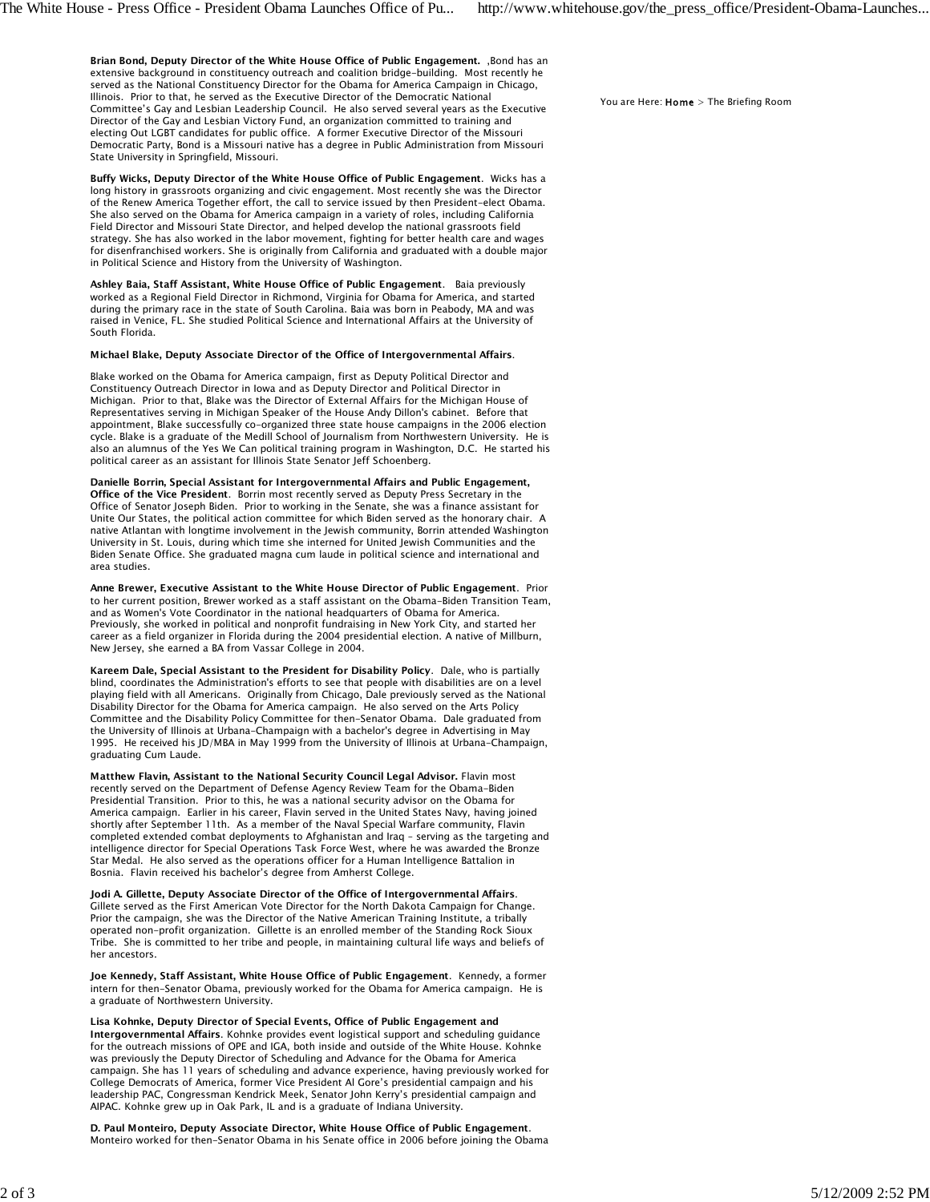**Brian Bond, Deputy Director of the White House Office of Public Engagement.** ,Bond has an extensive background in constituency outreach and coalition bridge-building. Most recently he served as the National Constituency Director for the Obama for America Campaign in Chicago, Illinois. Prior to that, he served as the Executive Director of the Democratic National Committee's Gay and Lesbian Leadership Council. He also served several years as the Executive Director of the Gay and Lesbian Victory Fund, an organization committed to training and electing Out LGBT candidates for public office. A former Executive Director of the Missouri Democratic Party, Bond is a Missouri native has a degree in Public Administration from Missouri State University in Springfield, Missouri.

**Buffy Wicks, Deputy Director of the White House Office of Public Engagement**. Wicks has a long history in grassroots organizing and civic engagement. Most recently she was the Director of the Renew America Together effort, the call to service issued by then President-elect Obama. She also served on the Obama for America campaign in a variety of roles, including California Field Director and Missouri State Director, and helped develop the national grassroots field strategy. She has also worked in the labor movement, fighting for better health care and wages for disenfranchised workers. She is originally from California and graduated with a double major in Political Science and History from the University of Washington.

**Ashley Baia, Staff Assistant, White House Office of Public Engagement**. Baia previously worked as a Regional Field Director in Richmond, Virginia for Obama for America, and started during the primary race in the state of South Carolina. Baia was born in Peabody, MA and was raised in Venice, FL. She studied Political Science and International Affairs at the University of South Florida.

**Michael Blake, Deputy Associate Director of the Office of Intergovernmental Affairs**.

Blake worked on the Obama for America campaign, first as Deputy Political Director and Constituency Outreach Director in Iowa and as Deputy Director and Political Director in Michigan. Prior to that, Blake was the Director of External Affairs for the Michigan House of Representatives serving in Michigan Speaker of the House Andy Dillon's cabinet. Before that appointment, Blake successfully co-organized three state house campaigns in the 2006 election cycle. Blake is a graduate of the Medill School of Journalism from Northwestern University. He is also an alumnus of the Yes We Can political training program in Washington, D.C. He started his political career as an assistant for Illinois State Senator Jeff Schoenberg.

**Danielle Borrin, Special Assistant for Intergovernmental Affairs and Public Engagement, Office of the Vice President**. Borrin most recently served as Deputy Press Secretary in the Office of Senator Joseph Biden. Prior to working in the Senate, she was a finance assistant for Unite Our States, the political action committee for which Biden served as the honorary chair. A native Atlantan with longtime involvement in the Jewish community, Borrin attended Washington University in St. Louis, during which time she interned for United Jewish Communities and the Biden Senate Office. She graduated magna cum laude in political science and international and area studies.

**Anne Brewer, Executive Assistant to the White House Director of Public Engagement**. Prior to her current position, Brewer worked as a staff assistant on the Obama-Biden Transition Team, and as Women's Vote Coordinator in the national headquarters of Obama for America. Previously, she worked in political and nonprofit fundraising in New York City, and started her career as a field organizer in Florida during the 2004 presidential election. A native of Millburn, New Jersey, she earned a BA from Vassar College in 2004.

**Kareem Dale, Special Assistant to the President for Disability Policy**. Dale, who is partially blind, coordinates the Administration's efforts to see that people with disabilities are on a level playing field with all Americans. Originally from Chicago, Dale previously served as the National Disability Director for the Obama for America campaign. He also served on the Arts Policy Committee and the Disability Policy Committee for then-Senator Obama. Dale graduated from the University of Illinois at Urbana-Champaign with a bachelor's degree in Advertising in May 1995. He received his JD/MBA in May 1999 from the University of Illinois at Urbana-Champaign, graduating Cum Laude.

**Matthew Flavin, Assistant to the National Security Council Legal Advisor.** Flavin most recently served on the Department of Defense Agency Review Team for the Obama-Biden Presidential Transition. Prior to this, he was a national security advisor on the Obama for America campaign. Earlier in his career, Flavin served in the United States Navy, having joined shortly after September 11th. As a member of the Naval Special Warfare community, Flavin completed extended combat deployments to Afghanistan and Iraq – serving as the targeting and intelligence director for Special Operations Task Force West, where he was awarded the Bronze Star Medal. He also served as the operations officer for a Human Intelligence Battalion in Bosnia. Flavin received his bachelor's degree from Amherst College.

**Jodi A. Gillette, Deputy Associate Director of the Office of Intergovernmental Affairs**. Gillete served as the First American Vote Director for the North Dakota Campaign for Change. Prior the campaign, she was the Director of the Native American Training Institute, a tribally operated non-profit organization. Gillette is an enrolled member of the Standing Rock Sioux Tribe. She is committed to her tribe and people, in maintaining cultural life ways and beliefs of her ancestors.

**Joe Kennedy, Staff Assistant, White House Office of Public Engagement**. Kennedy, a former intern for then-Senator Obama, previously worked for the Obama for America campaign. He is a graduate of Northwestern University.

**Lisa Kohnke, Deputy Director of Special Events, Office of Public Engagement and Intergovernmental Affairs**. Kohnke provides event logistical support and scheduling guidance for the outreach missions of OPE and IGA, both inside and outside of the White House. Kohnke was previously the Deputy Director of Scheduling and Advance for the Obama for America campaign. She has 11 years of scheduling and advance experience, having previously worked for College Democrats of America, former Vice President Al Gore's presidential campaign and his leadership PAC, Congressman Kendrick Meek, Senator John Kerry's presidential campaign and AIPAC. Kohnke grew up in Oak Park, IL and is a graduate of Indiana University.

**D. Paul Monteiro, Deputy Associate Director, White House Office of Public Engagement**. Monteiro worked for then-Senator Obama in his Senate office in 2006 before joining the Obama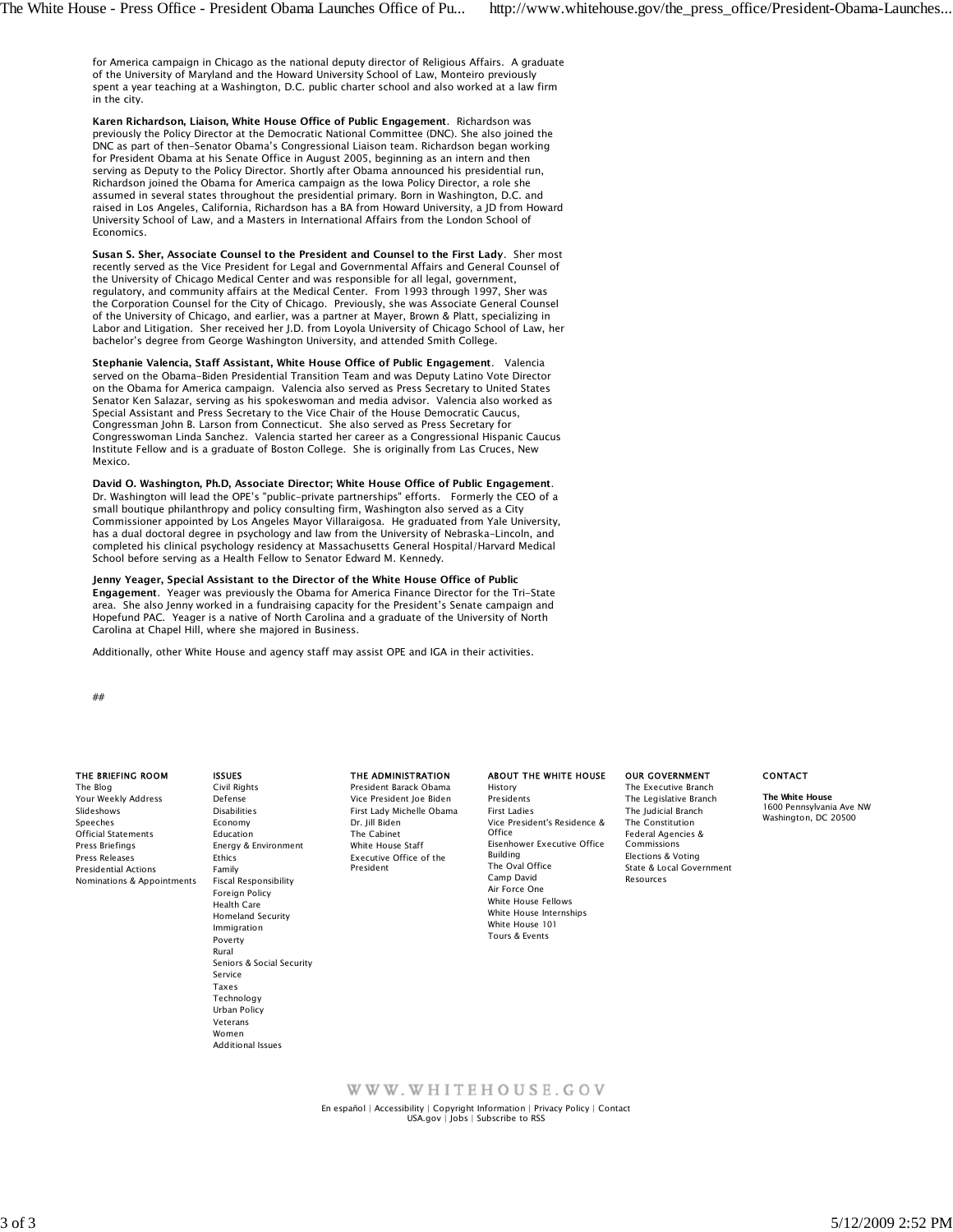for America campaign in Chicago as the national deputy director of Religious Affairs. A graduate of the University of Maryland and the Howard University School of Law, Monteiro previously spent a year teaching at a Washington, D.C. public charter school and also worked at a law firm in the city.

**Karen Richardson, Liaison, White House Office of Public Engagement**. Richardson was previously the Policy Director at the Democratic National Committee (DNC). She also joined the DNC as part of then-Senator Obama's Congressional Liaison team. Richardson began working for President Obama at his Senate Office in August 2005, beginning as an intern and then serving as Deputy to the Policy Director. Shortly after Obama announced his presidential run, Richardson joined the Obama for America campaign as the Iowa Policy Director, a role she assumed in several states throughout the presidential primary. Born in Washington, D.C. and raised in Los Angeles, California, Richardson has a BA from Howard University, a JD from Howard University School of Law, and a Masters in International Affairs from the London School of Economics.

**Susan S. Sher, Associate Counsel to the President and Counsel to the First Lady**. Sher most recently served as the Vice President for Legal and Governmental Affairs and General Counsel of the University of Chicago Medical Center and was responsible for all legal, government, regulatory, and community affairs at the Medical Center. From 1993 through 1997, Sher was the Corporation Counsel for the City of Chicago. Previously, she was Associate General Counsel of the University of Chicago, and earlier, was a partner at Mayer, Brown & Platt, specializing in Labor and Litigation. Sher received her J.D. from Loyola University of Chicago School of Law, her bachelor's degree from George Washington University, and attended Smith College.

**Stephanie Valencia, Staff Assistant, White House Office of Public Engagement**. Valencia served on the Obama-Biden Presidential Transition Team and was Deputy Latino Vote Director on the Obama for America campaign. Valencia also served as Press Secretary to United States Senator Ken Salazar, serving as his spokeswoman and media advisor. Valencia also worked as Special Assistant and Press Secretary to the Vice Chair of the House Democratic Caucus, Congressman John B. Larson from Connecticut. She also served as Press Secretary for Congresswoman Linda Sanchez. Valencia started her career as a Congressional Hispanic Caucus Institute Fellow and is a graduate of Boston College. She is originally from Las Cruces, New Mexico.

**David O. Washington, Ph.D, Associate Director; White House Office of Public Engagement**. Dr. Washington will lead the OPE's "public-private partnerships" efforts. Formerly the CEO of a small boutique philanthropy and policy consulting firm, Washington also served as a City Commissioner appointed by Los Angeles Mayor Villaraigosa. He graduated from Yale University, has a dual doctoral degree in psychology and law from the University of Nebraska-Lincoln, and completed his clinical psychology residency at Massachusetts General Hospital/Harvard Medical School before serving as a Health Fellow to Senator Edward M. Kennedy.

**Jenny Yeager, Special Assistant to the Director of the White House Office of Public Engagement**. Yeager was previously the Obama for America Finance Director for the Tri-State area. She also Jenny worked in a fundraising capacity for the President's Senate campaign and Hopefund PAC. Yeager is a native of North Carolina and a graduate of the University of North Carolina at Chapel Hill, where she majored in Business.

Additionally, other White House and agency staff may assist OPE and IGA in their activities.

##

**THE BRIEFING ROOM**
The Blog
Your Weekly Address
Slideshows
Speeches
Official Statements
Press Briefings
Press Releases
Presidential Actions
Nominations & Appointments

**ISSUES**
Civil Rights
Defense
Disabilities
Economy
Education
Energy & Environment
Ethics
Family
Fiscal Responsibility
Foreign Policy
Health Care
Homeland Security
Immigration
Poverty
Rural
Seniors & Social Security
Service
Taxes
Technology
Urban Policy
Veterans
Women
Additional Issues

**THE ADMINISTRATION**
President Barack Obama
Vice President Joe Biden
First Lady Michelle Obama
Dr. Jill Biden
The Cabinet
White House Staff
Executive Office of the President

**ABOUT THE WHITE HOUSE**
History
Presidents
First Ladies
Vice President's Residence & Office
Eisenhower Executive Office Building
The Oval Office
Camp David
Air Force One
White House Fellows
White House Internships
White House 101
Tours & Events

**OUR GOVERNMENT**
The Executive Branch
The Legislative Branch
The Judicial Branch
The Constitution
Federal Agencies & Commissions
Elections & Voting
State & Local Government
Resources

**CONTACT**
**The White House**
1600 Pennsylvania Ave NW
Washington, DC 20500

WWW.WHITEHOUSE.GOV

En español | Accessibility | Copyright Information | Privacy Policy | Contact
USA.gov | Jobs | Subscribe to RSS